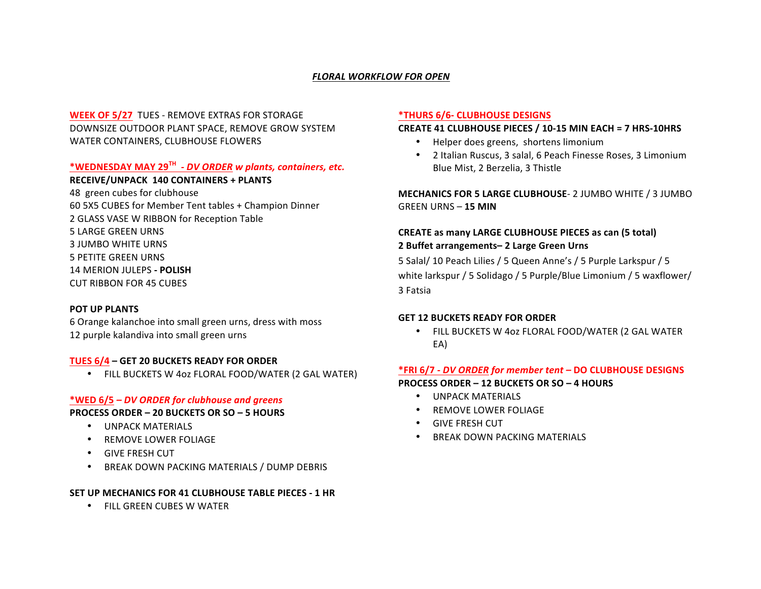## ***FLORAL WORKFLOW FOR OPEN***

**WEEK OF 5/27** TUES - REMOVE EXTRAS FOR STORAGE
DOWNSIZE OUTDOOR PLANT SPACE, REMOVE GROW SYSTEM
WATER CONTAINERS, CLUBHOUSE FLOWERS

***\*WEDNESDAY MAY 29TH - DV ORDER w plants, containers, etc.***

**RECEIVE/UNPACK 140 CONTAINERS + PLANTS**
48 green cubes for clubhouse
60 5X5 CUBES for Member Tent tables + Champion Dinner
2 GLASS VASE W RIBBON for Reception Table
5 LARGE GREEN URNS
3 JUMBO WHITE URNS
5 PETITE GREEN URNS
14 MERION JULEPS **- POLISH**
CUT RIBBON FOR 45 CUBES

**POT UP PLANTS**
6 Orange kalanchoe into small green urns, dress with moss
12 purple kalandiva into small green urns

**TUES 6/4 – GET 20 BUCKETS READY FOR ORDER**

- FILL BUCKETS W 4oz FLORAL FOOD/WATER (2 GAL WATER)

***\*WED 6/5 – DV ORDER for clubhouse and greens***

**PROCESS ORDER – 20 BUCKETS OR SO – 5 HOURS**

- UNPACK MATERIALS
- REMOVE LOWER FOLIAGE
- GIVE FRESH CUT
- BREAK DOWN PACKING MATERIALS / DUMP DEBRIS

**SET UP MECHANICS FOR 41 CLUBHOUSE TABLE PIECES - 1 HR**

- FILL GREEN CUBES W WATER

**\*THURS 6/6- CLUBHOUSE DESIGNS**

**CREATE 41 CLUBHOUSE PIECES / 10-15 MIN EACH = 7 HRS-10HRS**

- Helper does greens, shortens limonium
- 2 Italian Ruscus, 3 salal, 6 Peach Finesse Roses, 3 Limonium Blue Mist, 2 Berzelia, 3 Thistle

**MECHANICS FOR 5 LARGE CLUBHOUSE**- 2 JUMBO WHITE / 3 JUMBO GREEN URNS – **15 MIN**

**CREATE as many LARGE CLUBHOUSE PIECES as can (5 total)**
**2 Buffet arrangements– 2 Large Green Urns**
5 Salal/ 10 Peach Lilies / 5 Queen Anne's / 5 Purple Larkspur / 5 white larkspur / 5 Solidago / 5 Purple/Blue Limonium / 5 waxflower/ 3 Fatsia

**GET 12 BUCKETS READY FOR ORDER**

- FILL BUCKETS W 4oz FLORAL FOOD/WATER (2 GAL WATER EA)

***\*FRI 6/7 - DV ORDER for member tent* – DO CLUBHOUSE DESIGNS**

**PROCESS ORDER – 12 BUCKETS OR SO – 4 HOURS**

- UNPACK MATERIALS
- REMOVE LOWER FOLIAGE
- GIVE FRESH CUT
- BREAK DOWN PACKING MATERIALS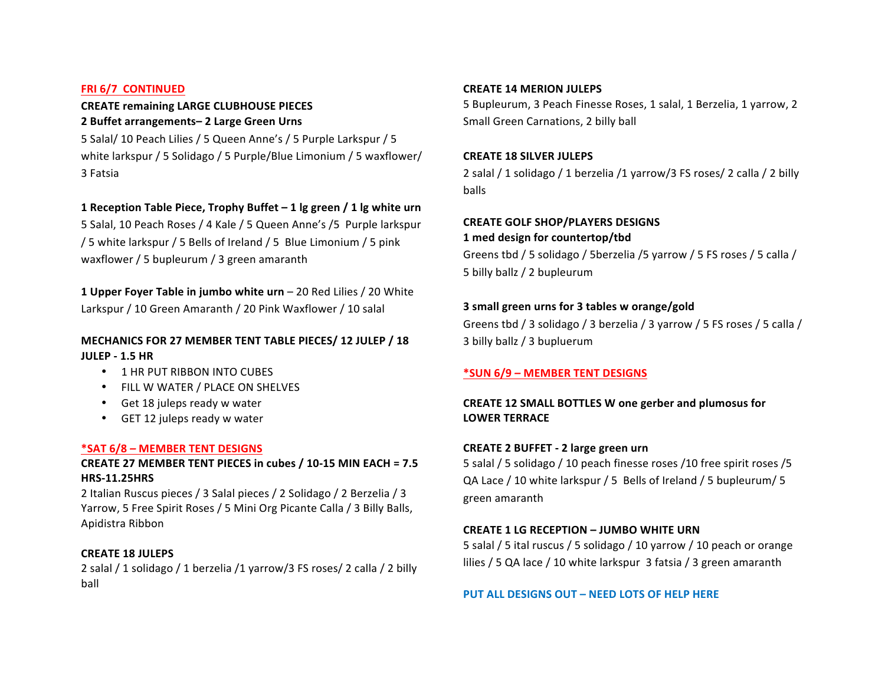**FRI 6/7 CONTINUED**

**CREATE remaining LARGE CLUBHOUSE PIECES**

**2 Buffet arrangements– 2 Large Green Urns**

5 Salal/ 10 Peach Lilies / 5 Queen Anne's / 5 Purple Larkspur / 5 white larkspur / 5 Solidago / 5 Purple/Blue Limonium / 5 waxflower/ 3 Fatsia

**1 Reception Table Piece, Trophy Buffet – 1 lg green / 1 lg white urn**

5 Salal, 10 Peach Roses / 4 Kale / 5 Queen Anne's /5 Purple larkspur / 5 white larkspur / 5 Bells of Ireland / 5 Blue Limonium / 5 pink waxflower / 5 bupleurum / 3 green amaranth

**1 Upper Foyer Table in jumbo white urn** – 20 Red Lilies / 20 White Larkspur / 10 Green Amaranth / 20 Pink Waxflower / 10 salal

**MECHANICS FOR 27 MEMBER TENT TABLE PIECES/ 12 JULEP / 18 JULEP - 1.5 HR**

- 1 HR PUT RIBBON INTO CUBES
- FILL W WATER / PLACE ON SHELVES
- Get 18 juleps ready w water
- GET 12 juleps ready w water

**\*SAT 6/8 – MEMBER TENT DESIGNS**

**CREATE 27 MEMBER TENT PIECES in cubes / 10-15 MIN EACH = 7.5 HRS-11.25HRS**

2 Italian Ruscus pieces / 3 Salal pieces / 2 Solidago / 2 Berzelia / 3 Yarrow, 5 Free Spirit Roses / 5 Mini Org Picante Calla / 3 Billy Balls, Apidistra Ribbon

**CREATE 18 JULEPS**

2 salal / 1 solidago / 1 berzelia /1 yarrow/3 FS roses/ 2 calla / 2 billy ball

**CREATE 14 MERION JULEPS**

5 Bupleurum, 3 Peach Finesse Roses, 1 salal, 1 Berzelia, 1 yarrow, 2 Small Green Carnations, 2 billy ball

**CREATE 18 SILVER JULEPS**

2 salal / 1 solidago / 1 berzelia /1 yarrow/3 FS roses/ 2 calla / 2 billy balls

**CREATE GOLF SHOP/PLAYERS DESIGNS**

**1 med design for countertop/tbd**

Greens tbd / 5 solidago / 5berzelia /5 yarrow / 5 FS roses / 5 calla / 5 billy ballz / 2 bupleurum

**3 small green urns for 3 tables w orange/gold**

Greens tbd / 3 solidago / 3 berzelia / 3 yarrow / 5 FS roses / 5 calla / 3 billy ballz / 3 bupluerum

**\*SUN 6/9 – MEMBER TENT DESIGNS**

**CREATE 12 SMALL BOTTLES W one gerber and plumosus for LOWER TERRACE**

**CREATE 2 BUFFET - 2 large green urn**

5 salal / 5 solidago / 10 peach finesse roses /10 free spirit roses /5 QA Lace / 10 white larkspur / 5 Bells of Ireland / 5 bupleurum/ 5 green amaranth

**CREATE 1 LG RECEPTION – JUMBO WHITE URN**

5 salal / 5 ital ruscus / 5 solidago / 10 yarrow / 10 peach or orange lilies / 5 QA lace / 10 white larkspur 3 fatsia / 3 green amaranth

**PUT ALL DESIGNS OUT – NEED LOTS OF HELP HERE**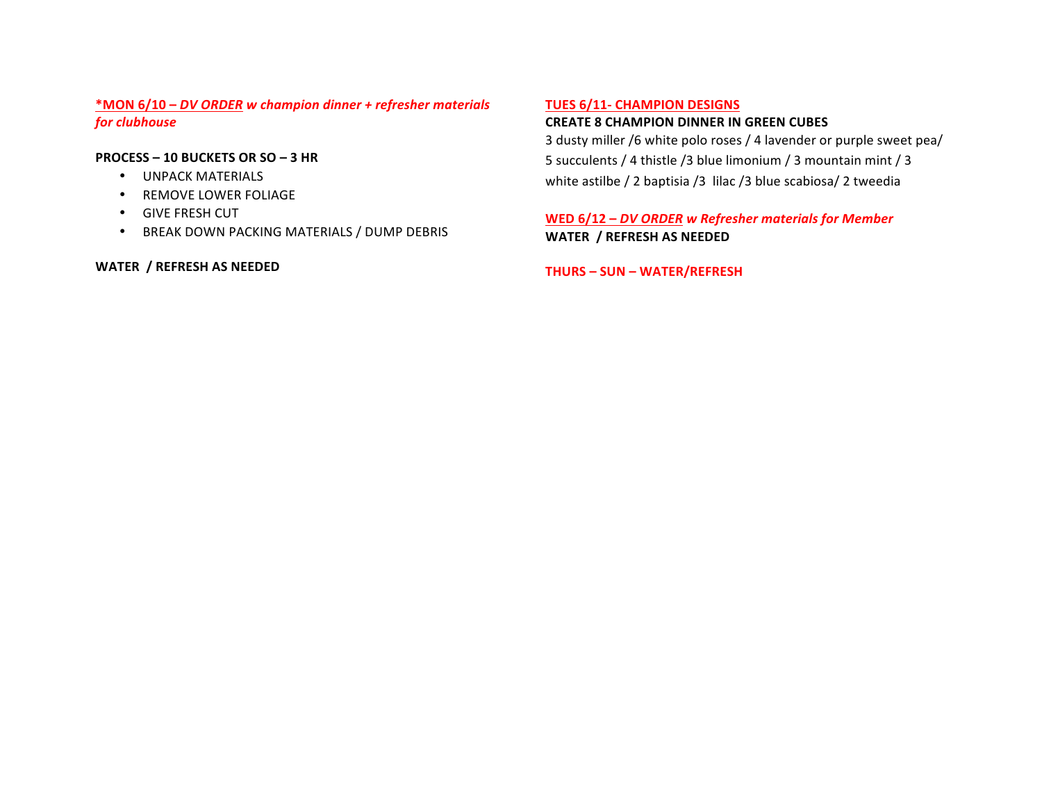***MON 6/10 – *DV ORDER* w champion dinner + refresher materials for clubhouse***

**PROCESS – 10 BUCKETS OR SO – 3 HR**

- UNPACK MATERIALS
- REMOVE LOWER FOLIAGE
- GIVE FRESH CUT
- BREAK DOWN PACKING MATERIALS / DUMP DEBRIS

**WATER / REFRESH AS NEEDED**

**TUES 6/11- CHAMPION DESIGNS**

**CREATE 8 CHAMPION DINNER IN GREEN CUBES**

3 dusty miller /6 white polo roses / 4 lavender or purple sweet pea/ 5 succulents / 4 thistle /3 blue limonium / 3 mountain mint / 3 white astilbe / 2 baptisia /3 lilac /3 blue scabiosa/ 2 tweedia

***WED 6/12 – DV ORDER w Refresher materials for Member***

**WATER / REFRESH AS NEEDED**

**THURS – SUN – WATER/REFRESH**